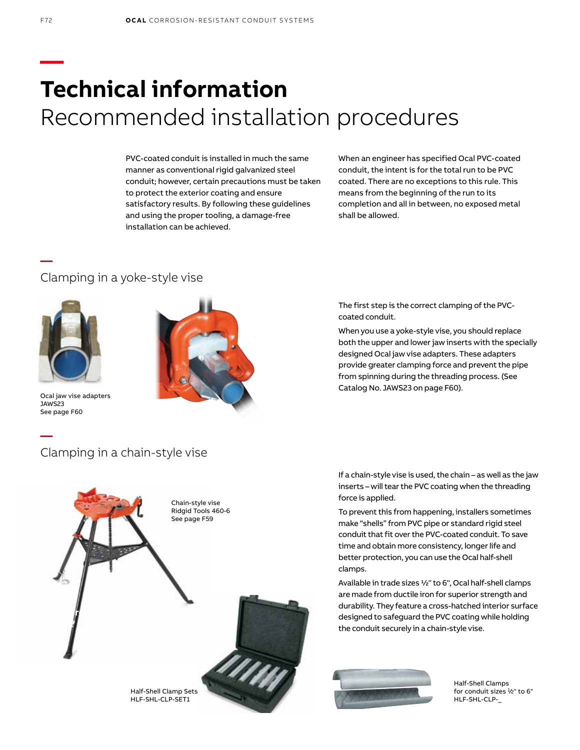# Technical information

## Recommended installation procedures

PVC-coated conduit is installed in much the same manner as conventional rigid galvanized steel conduit; however, certain precautions must be taken to protect the exterior coating and ensure satisfactory results. By following these guidelines and using the proper tooling, a damage-free installation can be achieved.

When an engineer has specified Ocal PVC-coated conduit, the intent is for the total run to be PVC coated. There are no exceptions to this rule. This means from the beginning of the run to its completion and all in between, no exposed metal shall be allowed.

### Clamping in a yoke-style vise

Ocal jaw vise adapters
JAWS23
See page F60

The first step is the correct clamping of the PVC-coated conduit.

When you use a yoke-style vise, you should replace both the upper and lower jaw inserts with the specially designed Ocal jaw vise adapters. These adapters provide greater clamping force and prevent the pipe from spinning during the threading process. (See Catalog No. JAWS23 on page F60).

### Clamping in a chain-style vise

Chain-style vise
Ridgid Tools 460-6
See page F59

Half-Shell Clamp Sets
HLF-SHL-CLP-SET1

If a chain-style vise is used, the chain – as well as the jaw inserts – will tear the PVC coating when the threading force is applied.

To prevent this from happening, installers sometimes make “shells” from PVC pipe or standard rigid steel conduit that fit over the PVC-coated conduit. To save time and obtain more consistency, longer life and better protection, you can use the Ocal half-shell clamps.

Available in trade sizes ½" to 6", Ocal half-shell clamps are made from ductile iron for superior strength and durability. They feature a cross-hatched interior surface designed to safeguard the PVC coating while holding the conduit securely in a chain-style vise.

Half-Shell Clamps
for conduit sizes ½" to 6"
HLF-SHL-CLP-_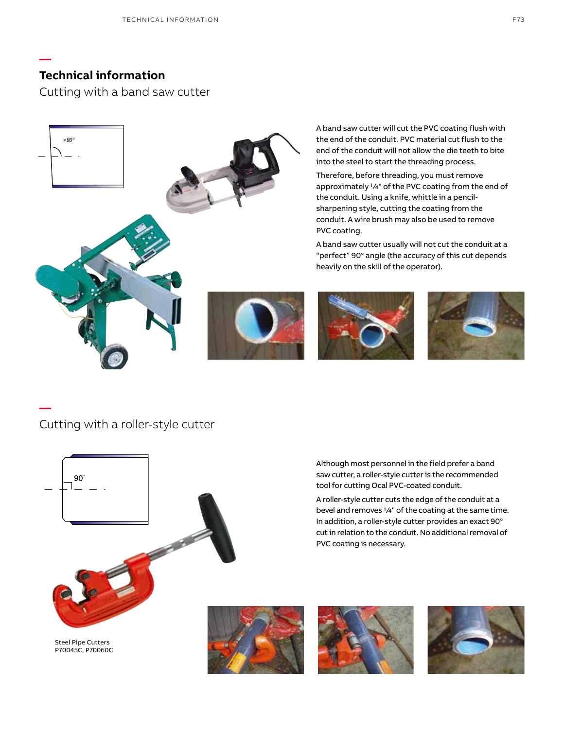# Technical information

## Cutting with a band saw cutter

≠90°

A band saw cutter will cut the PVC coating flush with the end of the conduit. PVC material cut flush to the end of the conduit will not allow the die teeth to bite into the steel to start the threading process.

Therefore, before threading, you must remove approximately ¼" of the PVC coating from the end of the conduit. Using a knife, whittle in a pencil-sharpening style, cutting the coating from the conduit. A wire brush may also be used to remove PVC coating.

A band saw cutter usually will not cut the conduit at a "perfect" 90° angle (the accuracy of this cut depends heavily on the skill of the operator).

## Cutting with a roller-style cutter

90°

Although most personnel in the field prefer a band saw cutter, a roller-style cutter is the recommended tool for cutting Ocal PVC-coated conduit.

A roller-style cutter cuts the edge of the conduit at a bevel and removes ¼" of the coating at the same time. In addition, a roller-style cutter provides an exact 90° cut in relation to the conduit. No additional removal of PVC coating is necessary.

Steel Pipe Cutters
P70045C, P70060C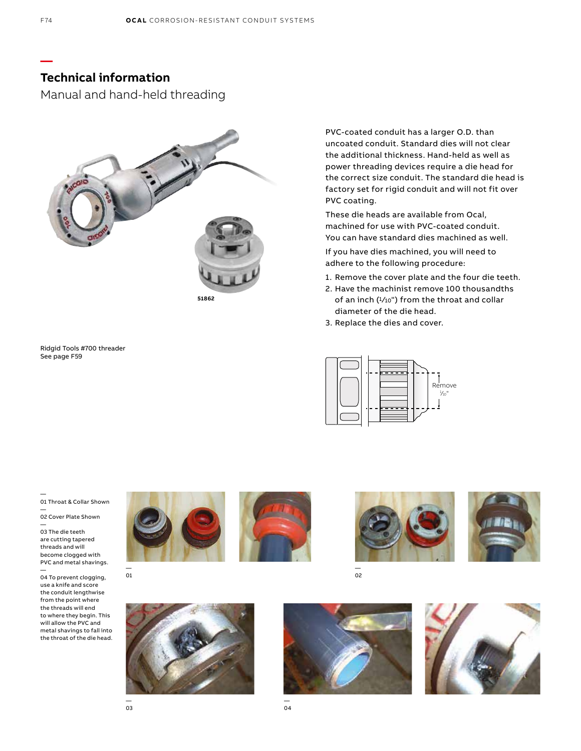## Technical information

Manual and hand-held threading

51862

Ridgid Tools #700 threader
See page F59

PVC-coated conduit has a larger O.D. than uncoated conduit. Standard dies will not clear the additional thickness. Hand-held as well as power threading devices require a die head for the correct size conduit. The standard die head is factory set for rigid conduit and will not fit over PVC coating.

These die heads are available from Ocal, machined for use with PVC-coated conduit. You can have standard dies machined as well.

If you have dies machined, you will need to adhere to the following procedure:

1. Remove the cover plate and the four die teeth.
2. Have the machinist remove 100 thousandths of an inch (1⁄10") from the throat and collar diameter of the die head.
3. Replace the dies and cover.

Remove 1⁄10"

01 Throat & Collar Shown

02 Cover Plate Shown

03 The die teeth are cutting tapered threads and will become clogged with PVC and metal shavings.

04 To prevent clogging, use a knife and score the conduit lengthwise from the point where the threads will end to where they begin. This will allow the PVC and metal shavings to fall into the throat of the die head.

01

02

03

04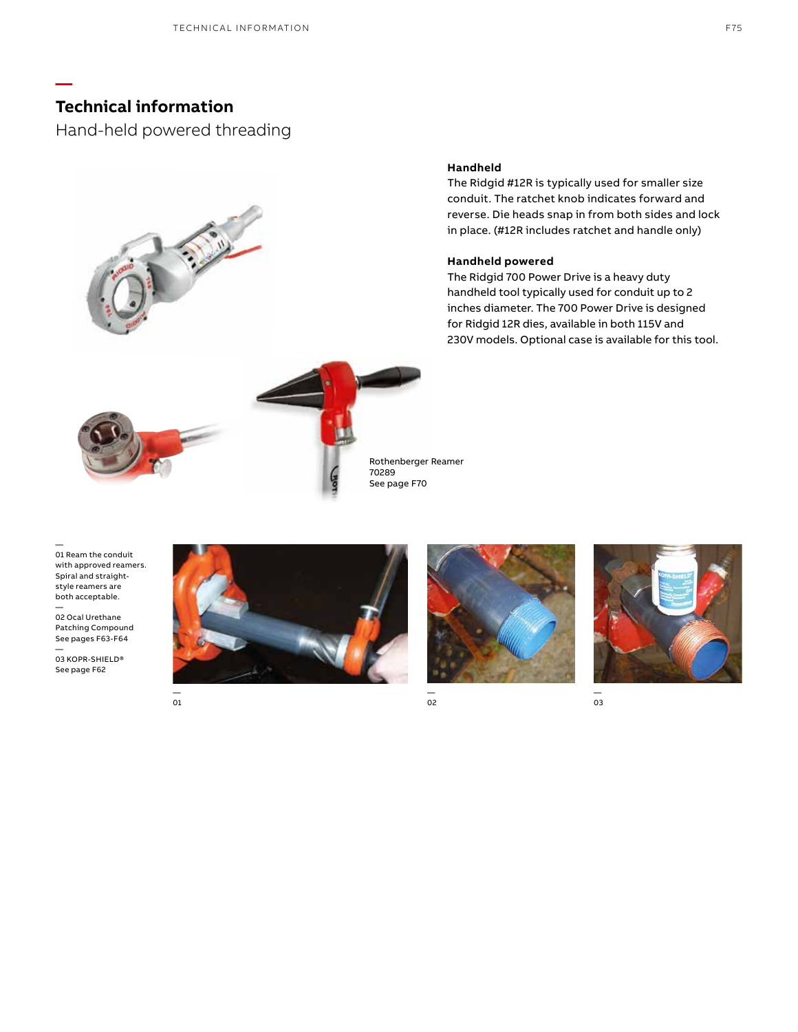# Technical information

## Hand-held powered threading

### Handheld

The Ridgid #12R is typically used for smaller size conduit. The ratchet knob indicates forward and reverse. Die heads snap in from both sides and lock in place. (#12R includes ratchet and handle only)

### Handheld powered

The Ridgid 700 Power Drive is a heavy duty handheld tool typically used for conduit up to 2 inches diameter. The 700 Power Drive is designed for Ridgid 12R dies, available in both 115V and 230V models. Optional case is available for this tool.

Rothenberger Reamer
70289
See page F70

—
01 Ream the conduit with approved reamers. Spiral and straight-style reamers are both acceptable.

—
02 Ocal Urethane Patching Compound
See pages F63-F64

—
03 KOPR-SHIELD®
See page F62

—
01

—
02

—
03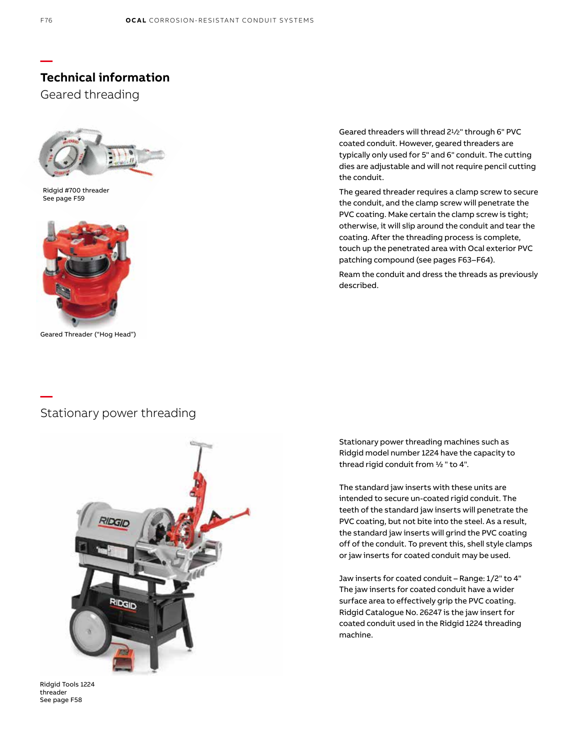## Technical information

### Geared threading

Ridgid #700 threader
See page F59

Geared Threader (“Hog Head”)

Geared threaders will thread 2½" through 6" PVC coated conduit. However, geared threaders are typically only used for 5" and 6" conduit. The cutting dies are adjustable and will not require pencil cutting the conduit.

The geared threader requires a clamp screw to secure the conduit, and the clamp screw will penetrate the PVC coating. Make certain the clamp screw is tight; otherwise, it will slip around the conduit and tear the coating. After the threading process is complete, touch up the penetrated area with Ocal exterior PVC patching compound (see pages F63–F64).

Ream the conduit and dress the threads as previously described.

### Stationary power threading

Ridgid Tools 1224 threader
See page F58

Stationary power threading machines such as Ridgid model number 1224 have the capacity to thread rigid conduit from ½ " to 4".

The standard jaw inserts with these units are intended to secure un-coated rigid conduit. The teeth of the standard jaw inserts will penetrate the PVC coating, but not bite into the steel. As a result, the standard jaw inserts will grind the PVC coating off of the conduit. To prevent this, shell style clamps or jaw inserts for coated conduit may be used.

Jaw inserts for coated conduit – Range: 1/2" to 4"
The jaw inserts for coated conduit have a wider surface area to effectively grip the PVC coating. Ridgid Catalogue No. 26247 is the jaw insert for coated conduit used in the Ridgid 1224 threading machine.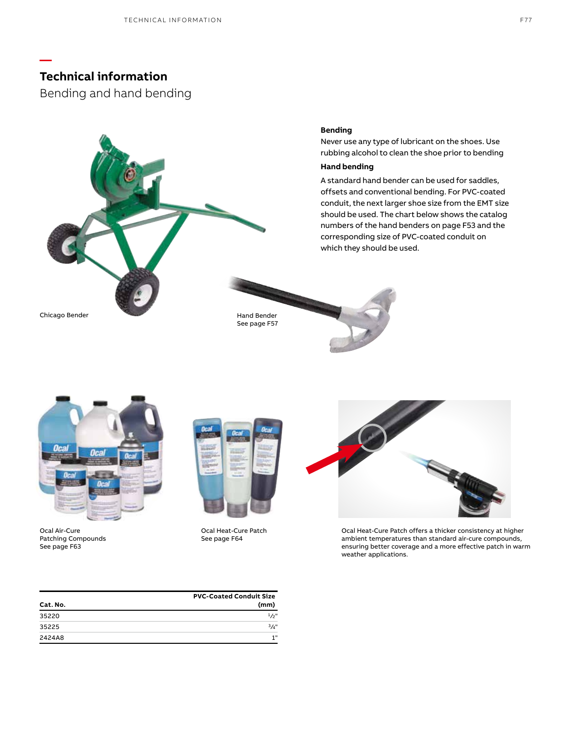# Technical information

## Bending and hand bending

### Bending

Never use any type of lubricant on the shoes. Use rubbing alcohol to clean the shoe prior to bending

### Hand bending

A standard hand bender can be used for saddles, offsets and conventional bending. For PVC-coated conduit, the next larger shoe size from the EMT size should be used. The chart below shows the catalog numbers of the hand benders on page F53 and the corresponding size of PVC-coated conduit on which they should be used.

Chicago Bender

Hand Bender
See page F57

Ocal Air-Cure
Patching Compounds
See page F63

Ocal Heat-Cure Patch
See page F64

Ocal Heat-Cure Patch offers a thicker consistency at higher ambient temperatures than standard air-cure compounds, ensuring better coverage and a more effective patch in warm weather applications.

| Cat. No. | PVC-Coated Conduit Size (mm) |
|---|---|
| 35220 | ½" |
| 35225 | ¾" |
| 2424A8 | 1" |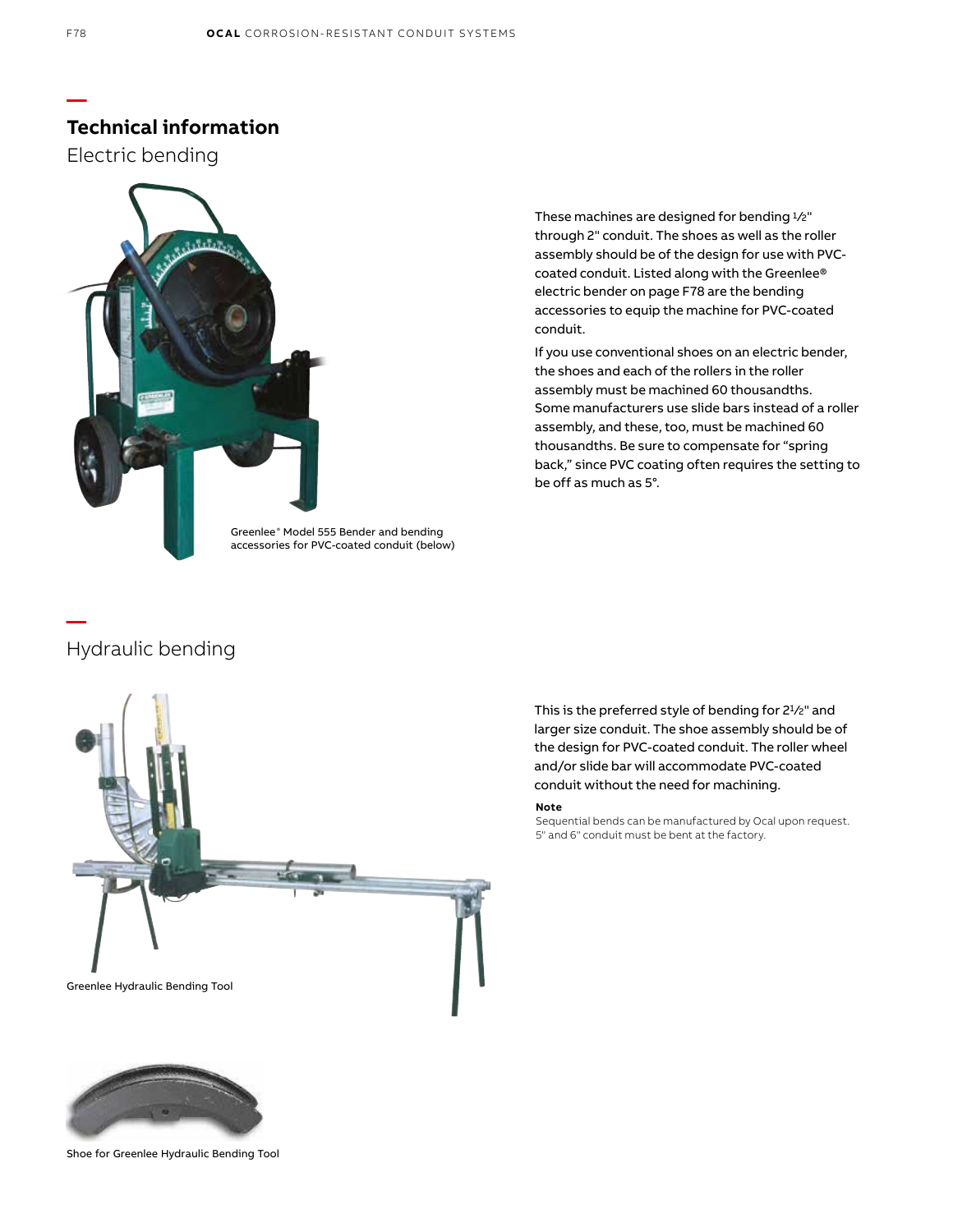## Technical information

### Electric bending

Greenlee® Model 555 Bender and bending accessories for PVC-coated conduit (below)

These machines are designed for bending ½" through 2" conduit. The shoes as well as the roller assembly should be of the design for use with PVC-coated conduit. Listed along with the Greenlee® electric bender on page F78 are the bending accessories to equip the machine for PVC-coated conduit.

If you use conventional shoes on an electric bender, the shoes and each of the rollers in the roller assembly must be machined 60 thousandths. Some manufacturers use slide bars instead of a roller assembly, and these, too, must be machined 60 thousandths. Be sure to compensate for "spring back," since PVC coating often requires the setting to be off as much as 5°.

### Hydraulic bending

Greenlee Hydraulic Bending Tool

This is the preferred style of bending for 2½" and larger size conduit. The shoe assembly should be of the design for PVC-coated conduit. The roller wheel and/or slide bar will accommodate PVC-coated conduit without the need for machining.

**Note**

Sequential bends can be manufactured by Ocal upon request. 5" and 6" conduit must be bent at the factory.

Shoe for Greenlee Hydraulic Bending Tool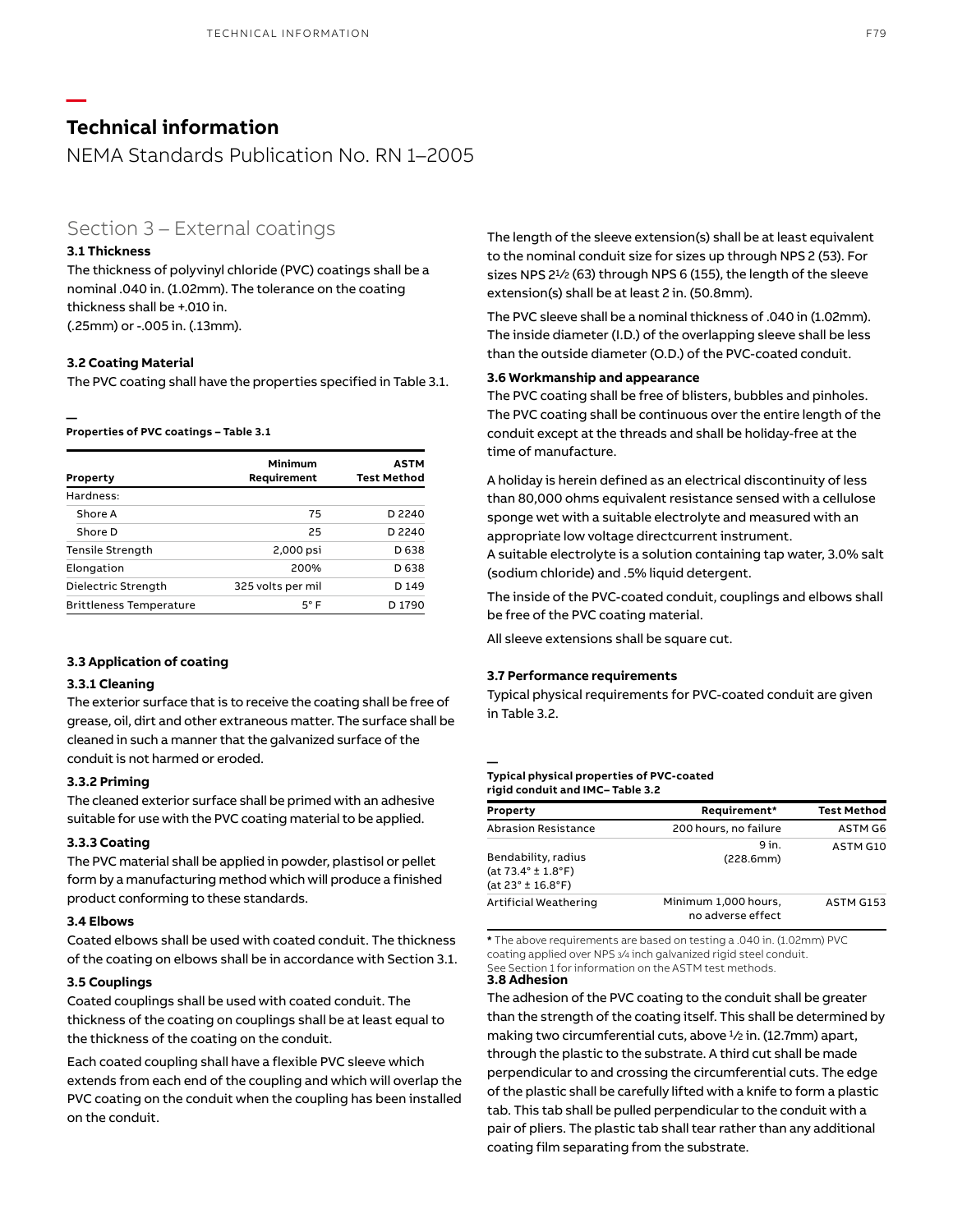# Technical information

NEMA Standards Publication No. RN 1–2005

## Section 3 – External coatings

### 3.1 Thickness

The thickness of polyvinyl chloride (PVC) coatings shall be a nominal .040 in. (1.02mm). The tolerance on the coating thickness shall be +.010 in.
(.25mm) or -.005 in. (.13mm).

### 3.2 Coating Material

The PVC coating shall have the properties specified in Table 3.1.

**Properties of PVC coatings – Table 3.1**

| Property | Minimum Requirement | ASTM Test Method |
|---|---|---|
| Hardness: | | |
| Shore A | 75 | D 2240 |
| Shore D | 25 | D 2240 |
| Tensile Strength | 2,000 psi | D 638 |
| Elongation | 200% | D 638 |
| Dielectric Strength | 325 volts per mil | D 149 |
| Brittleness Temperature | 5° F | D 1790 |

### 3.3 Application of coating

#### 3.3.1 Cleaning

The exterior surface that is to receive the coating shall be free of grease, oil, dirt and other extraneous matter. The surface shall be cleaned in such a manner that the galvanized surface of the conduit is not harmed or eroded.

#### 3.3.2 Priming

The cleaned exterior surface shall be primed with an adhesive suitable for use with the PVC coating material to be applied.

#### 3.3.3 Coating

The PVC material shall be applied in powder, plastisol or pellet form by a manufacturing method which will produce a finished product conforming to these standards.

### 3.4 Elbows

Coated elbows shall be used with coated conduit. The thickness of the coating on elbows shall be in accordance with Section 3.1.

### 3.5 Couplings

Coated couplings shall be used with coated conduit. The thickness of the coating on couplings shall be at least equal to the thickness of the coating on the conduit.

Each coated coupling shall have a flexible PVC sleeve which extends from each end of the coupling and which will overlap the PVC coating on the conduit when the coupling has been installed on the conduit.

The length of the sleeve extension(s) shall be at least equivalent to the nominal conduit size for sizes up through NPS 2 (53). For sizes NPS 2½ (63) through NPS 6 (155), the length of the sleeve extension(s) shall be at least 2 in. (50.8mm).

The PVC sleeve shall be a nominal thickness of .040 in (1.02mm). The inside diameter (I.D.) of the overlapping sleeve shall be less than the outside diameter (O.D.) of the PVC-coated conduit.

### 3.6 Workmanship and appearance

The PVC coating shall be free of blisters, bubbles and pinholes. The PVC coating shall be continuous over the entire length of the conduit except at the threads and shall be holiday-free at the time of manufacture.

A holiday is herein defined as an electrical discontinuity of less than 80,000 ohms equivalent resistance sensed with a cellulose sponge wet with a suitable electrolyte and measured with an appropriate low voltage directcurrent instrument.
A suitable electrolyte is a solution containing tap water, 3.0% salt (sodium chloride) and .5% liquid detergent.

The inside of the PVC-coated conduit, couplings and elbows shall be free of the PVC coating material.

All sleeve extensions shall be square cut.

### 3.7 Performance requirements

Typical physical requirements for PVC-coated conduit are given in Table 3.2.

**Typical physical properties of PVC-coated rigid conduit and IMC– Table 3.2**

| Property | Requirement* | Test Method |
|---|---|---|
| Abrasion Resistance | 200 hours, no failure | ASTM G6 |
| Bendability, radius (at 73.4° ± 1.8°F) (at 23° ± 16.8°F) | 9 in. (228.6mm) | ASTM G10 |
| Artificial Weathering | Minimum 1,000 hours, no adverse effect | ASTM G153 |

* The above requirements are based on testing a .040 in. (1.02mm) PVC coating applied over NPS ¾ inch galvanized rigid steel conduit. See Section 1 for information on the ASTM test methods.

### 3.8 Adhesion

The adhesion of the PVC coating to the conduit shall be greater than the strength of the coating itself. This shall be determined by making two circumferential cuts, above ½ in. (12.7mm) apart, through the plastic to the substrate. A third cut shall be made perpendicular to and crossing the circumferential cuts. The edge of the plastic shall be carefully lifted with a knife to form a plastic tab. This tab shall be pulled perpendicular to the conduit with a pair of pliers. The plastic tab shall tear rather than any additional coating film separating from the substrate.